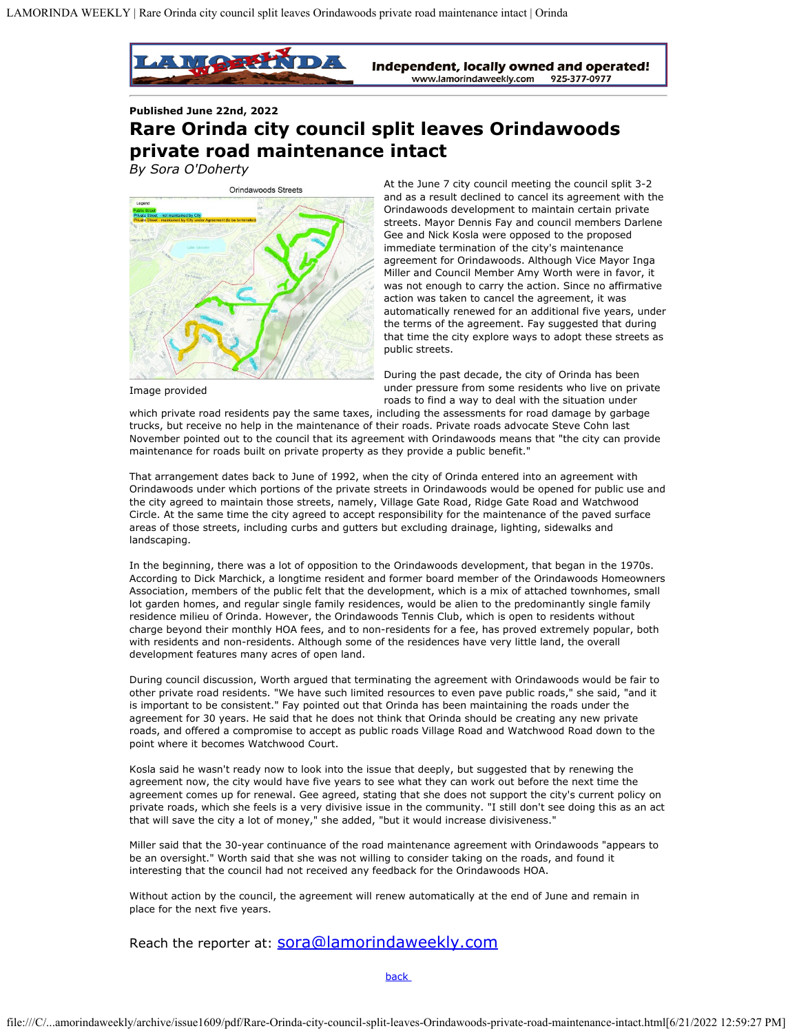**Published June 22nd, 2022**

# Rare Orinda city council split leaves Orindawoods private road maintenance intact

*By Sora O'Doherty*

Image provided

At the June 7 city council meeting the council split 3-2 and as a result declined to cancel its agreement with the Orindawoods development to maintain certain private streets. Mayor Dennis Fay and council members Darlene Gee and Nick Kosla were opposed to the proposed immediate termination of the city's maintenance agreement for Orindawoods. Although Vice Mayor Inga Miller and Council Member Amy Worth were in favor, it was not enough to carry the action. Since no affirmative action was taken to cancel the agreement, it was automatically renewed for an additional five years, under the terms of the agreement. Fay suggested that during that time the city explore ways to adopt these streets as public streets.

During the past decade, the city of Orinda has been under pressure from some residents who live on private roads to find a way to deal with the situation under which private road residents pay the same taxes, including the assessments for road damage by garbage trucks, but receive no help in the maintenance of their roads. Private roads advocate Steve Cohn last November pointed out to the council that its agreement with Orindawoods means that "the city can provide maintenance for roads built on private property as they provide a public benefit."

That arrangement dates back to June of 1992, when the city of Orinda entered into an agreement with Orindawoods under which portions of the private streets in Orindawoods would be opened for public use and the city agreed to maintain those streets, namely, Village Gate Road, Ridge Gate Road and Watchwood Circle. At the same time the city agreed to accept responsibility for the maintenance of the paved surface areas of those streets, including curbs and gutters but excluding drainage, lighting, sidewalks and landscaping.

In the beginning, there was a lot of opposition to the Orindawoods development, that began in the 1970s. According to Dick Marchick, a longtime resident and former board member of the Orindawoods Homeowners Association, members of the public felt that the development, which is a mix of attached townhomes, small lot garden homes, and regular single family residences, would be alien to the predominantly single family residence milieu of Orinda. However, the Orindawoods Tennis Club, which is open to residents without charge beyond their monthly HOA fees, and to non-residents for a fee, has proved extremely popular, both with residents and non-residents. Although some of the residences have very little land, the overall development features many acres of open land.

During council discussion, Worth argued that terminating the agreement with Orindawoods would be fair to other private road residents. "We have such limited resources to even pave public roads," she said, "and it is important to be consistent." Fay pointed out that Orinda has been maintaining the roads under the agreement for 30 years. He said that he does not think that Orinda should be creating any new private roads, and offered a compromise to accept as public roads Village Road and Watchwood Road down to the point where it becomes Watchwood Court.

Kosla said he wasn't ready now to look into the issue that deeply, but suggested that by renewing the agreement now, the city would have five years to see what they can work out before the next time the agreement comes up for renewal. Gee agreed, stating that she does not support the city's current policy on private roads, which she feels is a very divisive issue in the community. "I still don't see doing this as an act that will save the city a lot of money," she added, "but it would increase divisiveness."

Miller said that the 30-year continuance of the road maintenance agreement with Orindawoods "appears to be an oversight." Worth said that she was not willing to consider taking on the roads, and found it interesting that the council had not received any feedback for the Orindawoods HOA.

Without action by the council, the agreement will renew automatically at the end of June and remain in place for the next five years.

Reach the reporter at: sora@lamorindaweekly.com

back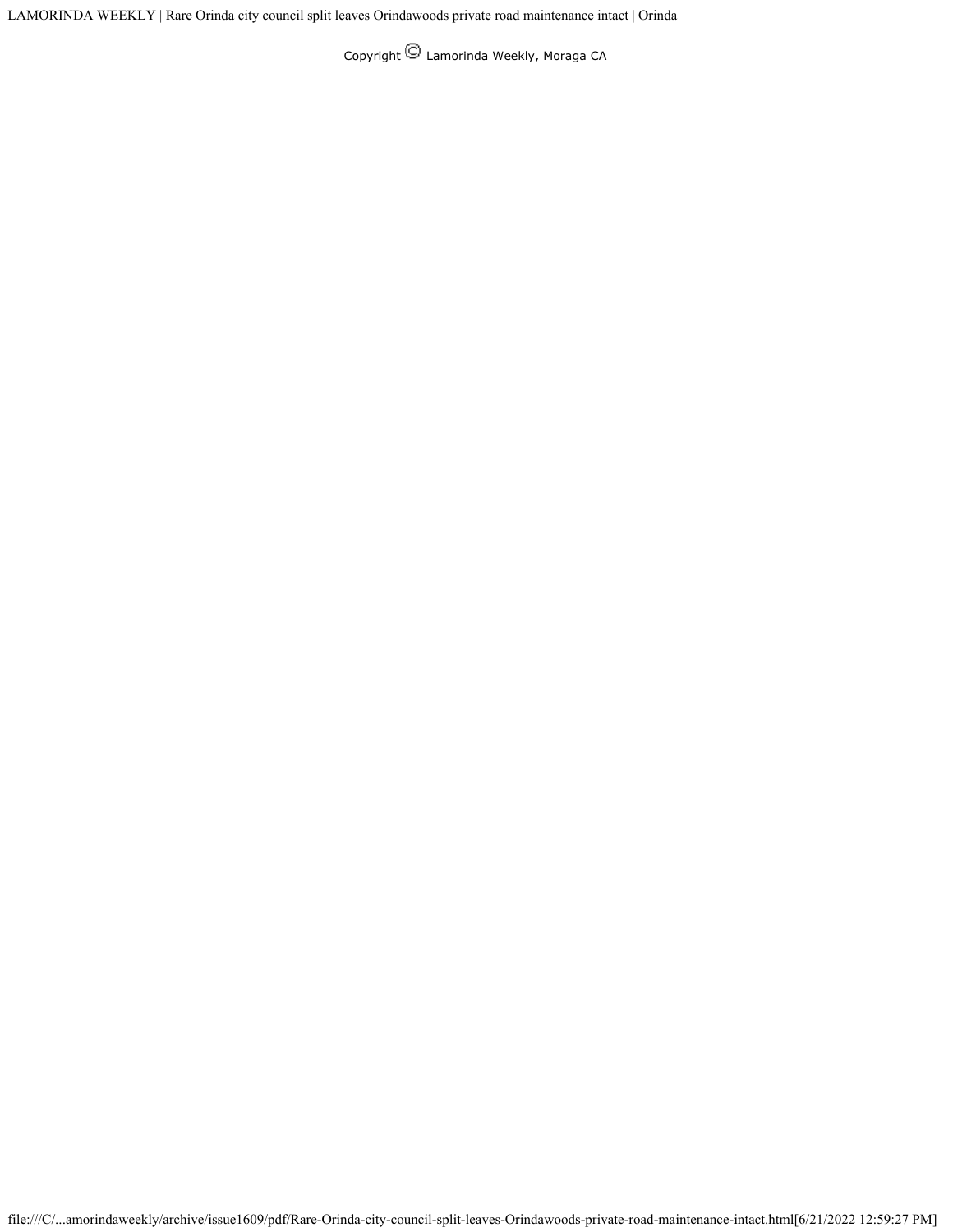Copyright © Lamorinda Weekly, Moraga CA